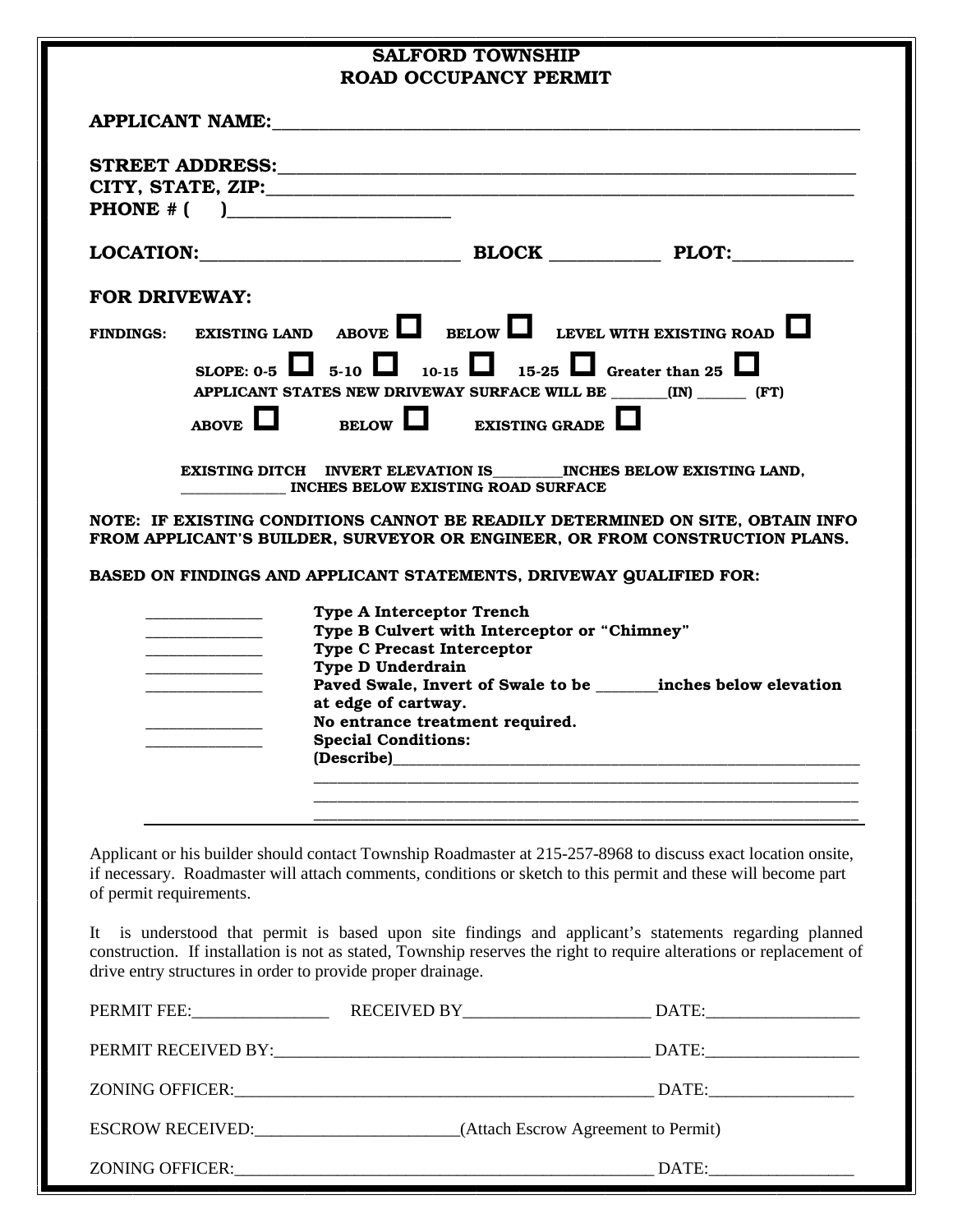# SALFORD TOWNSHIP
# ROAD OCCUPANCY PERMIT

**APPLICANT NAME:**______________________________________________________________

**STREET ADDRESS:**_____________________________________________________________
**CITY, STATE, ZIP:**_____________________________________________________________
**PHONE # (     )**______________________

**LOCATION:**__________________________ **BLOCK** ___________ **PLOT:**____________

**FOR DRIVEWAY:**

**FINDINGS:** EXISTING LAND ABOVE ☐ BELOW ☐ LEVEL WITH EXISTING ROAD ☐

SLOPE: 0-5 ☐ 5-10 ☐ 10-15 ☐ 15-25 ☐ Greater than 25 ☐

APPLICANT STATES NEW DRIVEWAY SURFACE WILL BE _______(IN) ______ (FT)

ABOVE ☐ BELOW ☐ EXISTING GRADE ☐

EXISTING DITCH INVERT ELEVATION IS_________INCHES BELOW EXISTING LAND, _____________ INCHES BELOW EXISTING ROAD SURFACE

**NOTE: IF EXISTING CONDITIONS CANNOT BE READILY DETERMINED ON SITE, OBTAIN INFO FROM APPLICANT'S BUILDER, SURVEYOR OR ENGINEER, OR FROM CONSTRUCTION PLANS.**

**BASED ON FINDINGS AND APPLICANT STATEMENTS, DRIVEWAY QUALIFIED FOR:**

_____________ **Type A Interceptor Trench**
_____________ **Type B Culvert with Interceptor or "Chimney"**
_____________ **Type C Precast Interceptor**
_____________ **Type D Underdrain**
_____________ **Paved Swale, Invert of Swale to be _______inches below elevation at edge of cartway.**
_____________ **No entrance treatment required.**
_____________ **Special Conditions:**
**(Describe)**______________________________________________________
_______________________________________________________________
_______________________________________________________________
_______________________________________________________________

Applicant or his builder should contact Township Roadmaster at 215-257-8968 to discuss exact location onsite, if necessary. Roadmaster will attach comments, conditions or sketch to this permit and these will become part of permit requirements.

It is understood that permit is based upon site findings and applicant's statements regarding planned construction. If installation is not as stated, Township reserves the right to require alterations or replacement of drive entry structures in order to provide proper drainage.

PERMIT FEE:________________ RECEIVED BY______________________ DATE:__________________

PERMIT RECEIVED BY:____________________________________________ DATE:__________________

ZONING OFFICER:__________________________________________________ DATE:_________________

ESCROW RECEIVED:_______________________(Attach Escrow Agreement to Permit)

ZONING OFFICER:__________________________________________________ DATE:_________________